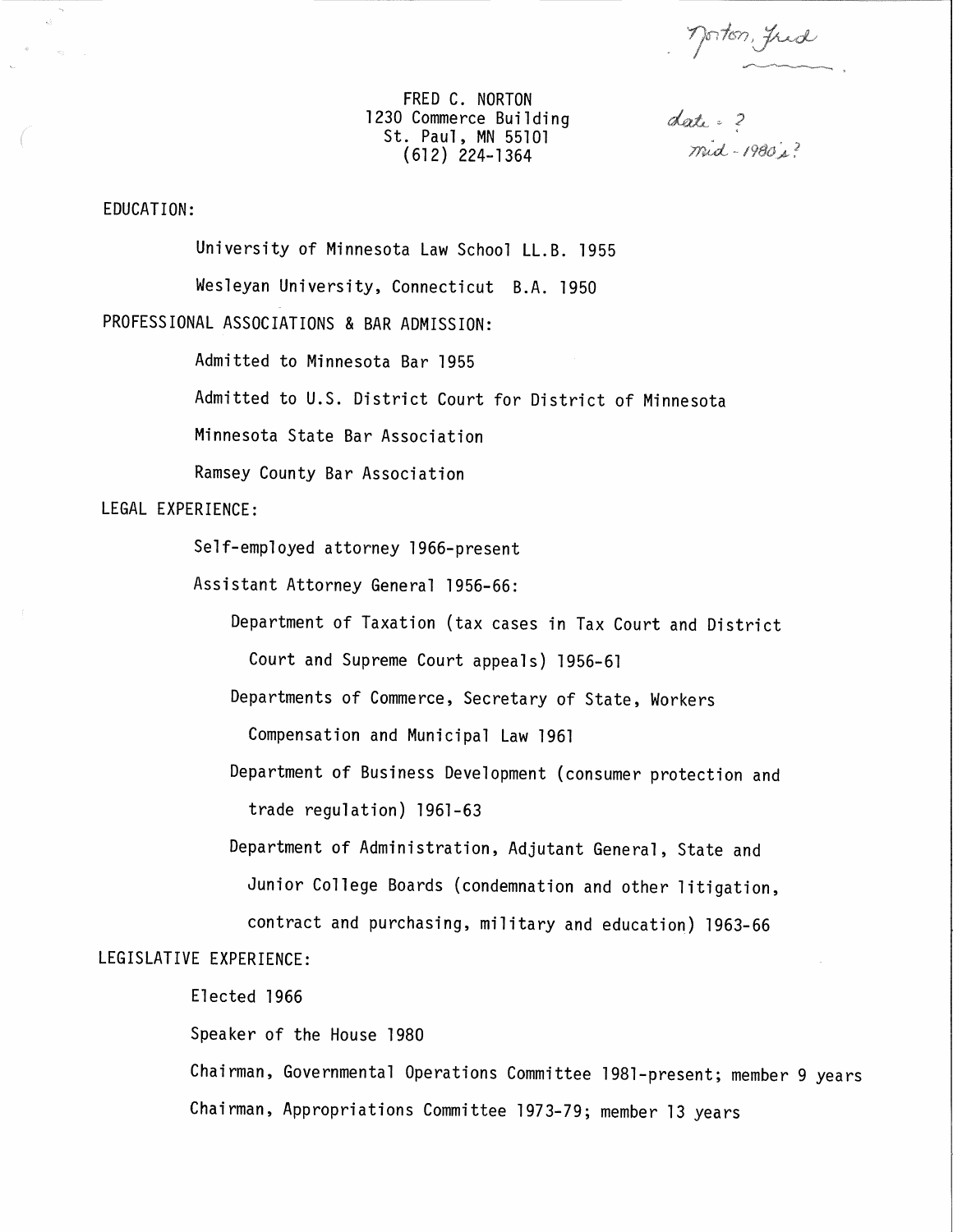Norton, Fred

date = ?
mid-1980's?

FRED C. NORTON
1230 Commerce Building
St. Paul, MN 55101
(612) 224-1364

EDUCATION:

University of Minnesota Law School LL.B. 1955

Wesleyan University, Connecticut B.A. 1950

PROFESSIONAL ASSOCIATIONS & BAR ADMISSION:

Admitted to Minnesota Bar 1955

Admitted to U.S. District Court for District of Minnesota

Minnesota State Bar Association

Ramsey County Bar Association

LEGAL EXPERIENCE:

Self-employed attorney 1966-present

Assistant Attorney General 1956-66:

- Department of Taxation (tax cases in Tax Court and District Court and Supreme Court appeals) 1956-61
- Departments of Commerce, Secretary of State, Workers Compensation and Municipal Law 1961
- Department of Business Development (consumer protection and trade regulation) 1961-63
- Department of Administration, Adjutant General, State and Junior College Boards (condemnation and other litigation, contract and purchasing, military and education) 1963-66

LEGISLATIVE EXPERIENCE:

Elected 1966

Speaker of the House 1980

Chairman, Governmental Operations Committee 1981-present; member 9 years

Chairman, Appropriations Committee 1973-79; member 13 years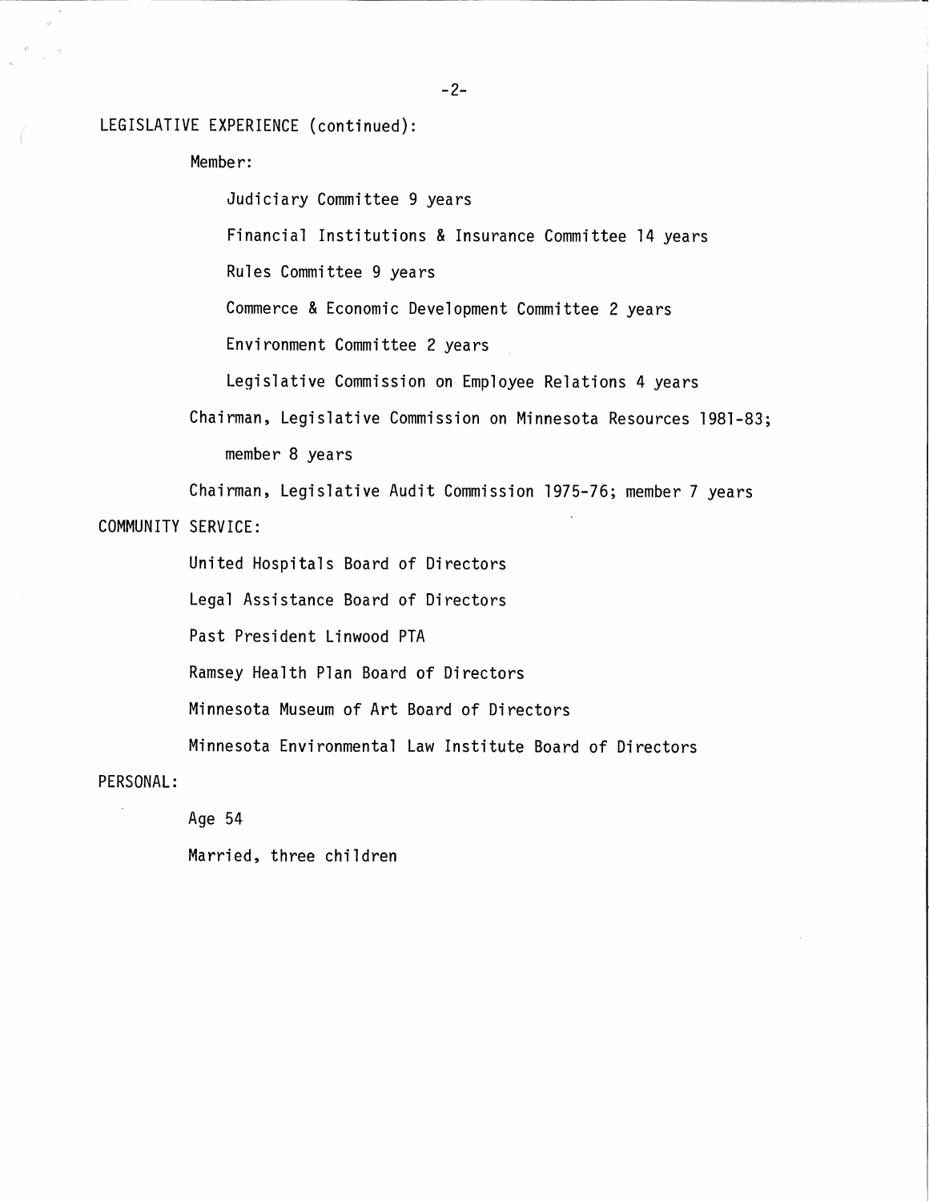LEGISLATIVE EXPERIENCE (continued):

Member:

- Judiciary Committee 9 years
- Financial Institutions & Insurance Committee 14 years
- Rules Committee 9 years
- Commerce & Economic Development Committee 2 years
- Environment Committee 2 years
- Legislative Commission on Employee Relations 4 years

Chairman, Legislative Commission on Minnesota Resources 1981-83; member 8 years

Chairman, Legislative Audit Commission 1975-76; member 7 years

COMMUNITY SERVICE:

- United Hospitals Board of Directors
- Legal Assistance Board of Directors
- Past President Linwood PTA
- Ramsey Health Plan Board of Directors
- Minnesota Museum of Art Board of Directors
- Minnesota Environmental Law Institute Board of Directors

PERSONAL:

- Age 54
- Married, three children